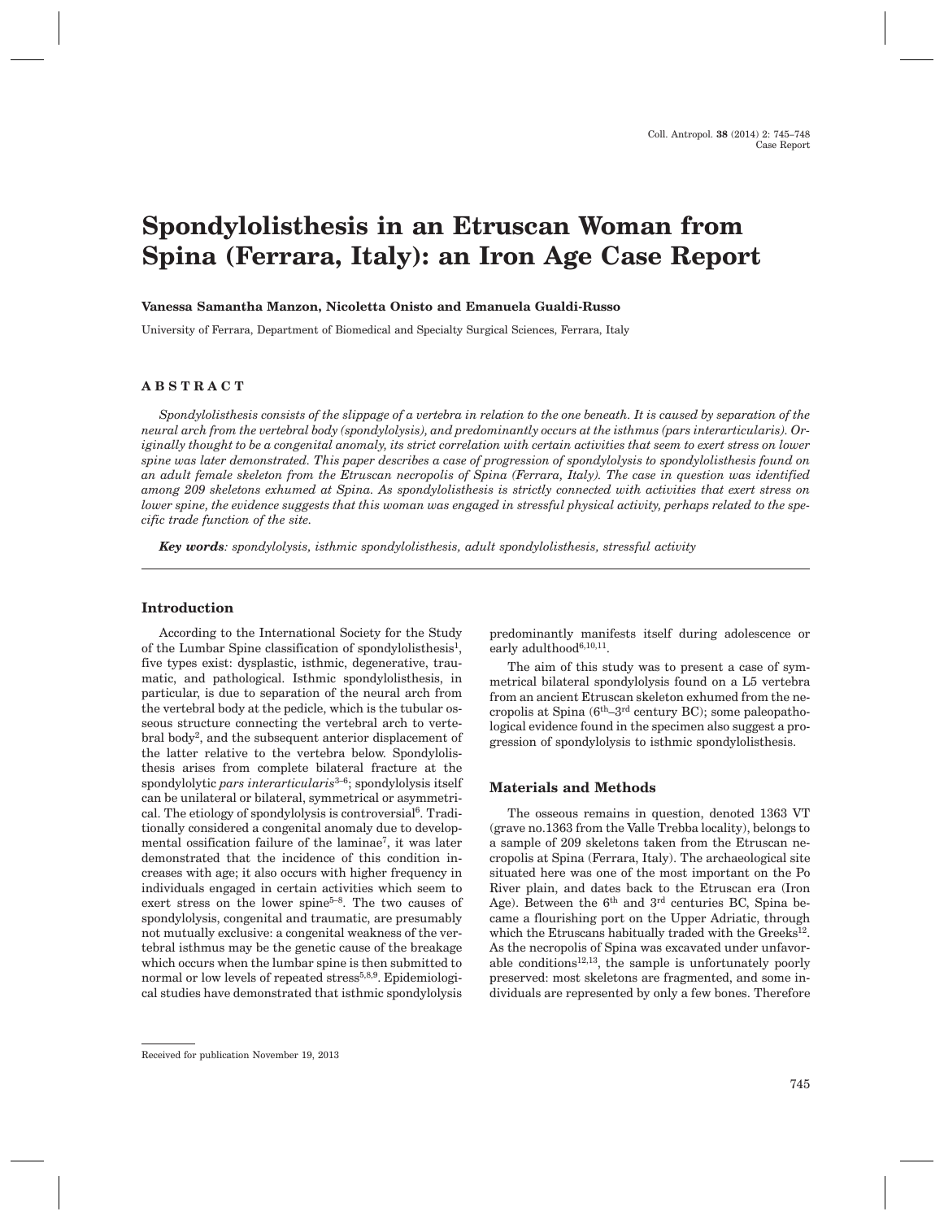# Spondylolisthesis in an Etruscan Woman from Spina (Ferrara, Italy): an Iron Age Case Report

**Vanessa Samantha Manzon, Nicoletta Onisto and Emanuela Gualdi-Russo**

University of Ferrara, Department of Biomedical and Specialty Surgical Sciences, Ferrara, Italy

## ABSTRACT

*Spondylolisthesis consists of the slippage of a vertebra in relation to the one beneath. It is caused by separation of the neural arch from the vertebral body (spondylolysis), and predominantly occurs at the isthmus (pars interarticularis). Originally thought to be a congenital anomaly, its strict correlation with certain activities that seem to exert stress on lower spine was later demonstrated. This paper describes a case of progression of spondylolysis to spondylolisthesis found on an adult female skeleton from the Etruscan necropolis of Spina (Ferrara, Italy). The case in question was identified among 209 skeletons exhumed at Spina. As spondylolisthesis is strictly connected with activities that exert stress on lower spine, the evidence suggests that this woman was engaged in stressful physical activity, perhaps related to the specific trade function of the site.*

***Key words**: spondylolysis, isthmic spondylolisthesis, adult spondylolisthesis, stressful activity*

## Introduction

According to the International Society for the Study of the Lumbar Spine classification of spondylolisthesis[1], five types exist: dysplastic, isthmic, degenerative, traumatic, and pathological. Isthmic spondylolisthesis, in particular, is due to separation of the neural arch from the vertebral body at the pedicle, which is the tubular osseous structure connecting the vertebral arch to vertebral body[2], and the subsequent anterior displacement of the latter relative to the vertebra below. Spondylolisthesis arises from complete bilateral fracture at the spondylolytic *pars interarticularis*[3–6]; spondylolysis itself can be unilateral or bilateral, symmetrical or asymmetrical. The etiology of spondylolysis is controversial[6]. Traditionally considered a congenital anomaly due to developmental ossification failure of the laminae[7], it was later demonstrated that the incidence of this condition increases with age; it also occurs with higher frequency in individuals engaged in certain activities which seem to exert stress on the lower spine[5–8]. The two causes of spondylolysis, congenital and traumatic, are presumably not mutually exclusive: a congenital weakness of the vertebral isthmus may be the genetic cause of the breakage which occurs when the lumbar spine is then submitted to normal or low levels of repeated stress[5,8,9]. Epidemiological studies have demonstrated that isthmic spondylolysis predominantly manifests itself during adolescence or early adulthood[6,10,11].

The aim of this study was to present a case of symmetrical bilateral spondylolysis found on a L5 vertebra from an ancient Etruscan skeleton exhumed from the necropolis at Spina (6th–3rd century BC); some paleopathological evidence found in the specimen also suggest a progression of spondylolysis to isthmic spondylolisthesis.

## Materials and Methods

The osseous remains in question, denoted 1363 VT (grave no.1363 from the Valle Trebba locality), belongs to a sample of 209 skeletons taken from the Etruscan necropolis at Spina (Ferrara, Italy). The archaeological site situated here was one of the most important on the Po River plain, and dates back to the Etruscan era (Iron Age). Between the 6th and 3rd centuries BC, Spina became a flourishing port on the Upper Adriatic, through which the Etruscans habitually traded with the Greeks[12]. As the necropolis of Spina was excavated under unfavorable conditions[12,13], the sample is unfortunately poorly preserved: most skeletons are fragmented, and some individuals are represented by only a few bones. Therefore

Received for publication November 19, 2013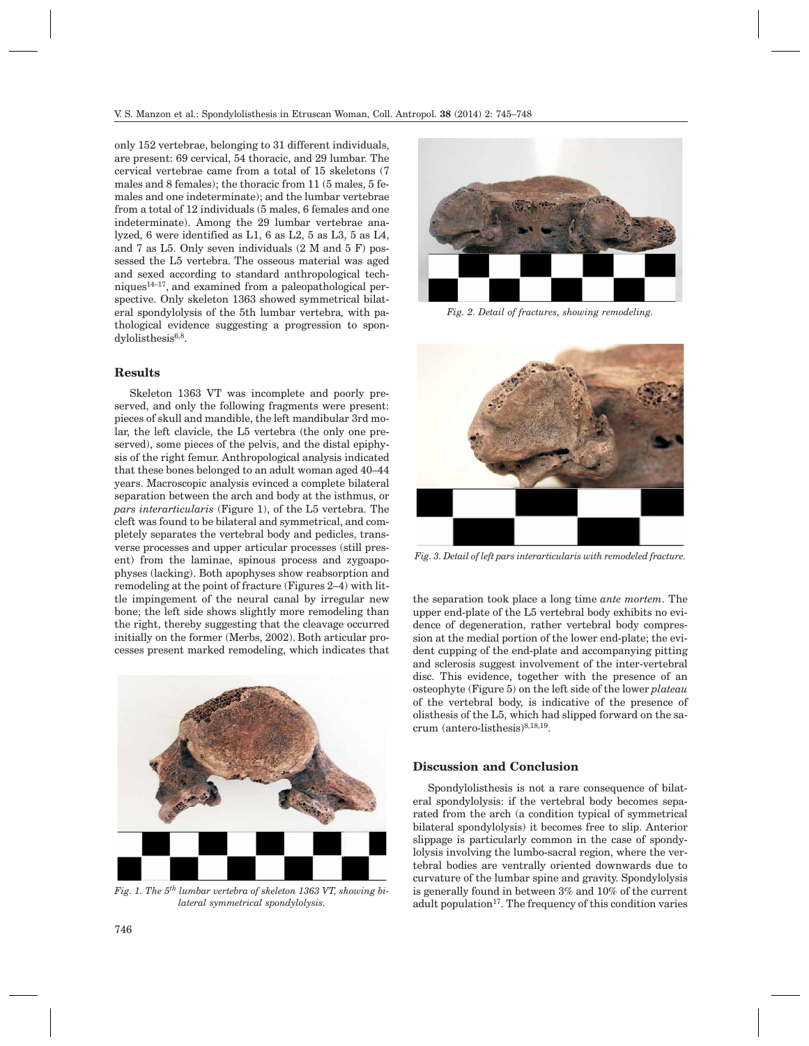only 152 vertebrae, belonging to 31 different individuals, are present: 69 cervical, 54 thoracic, and 29 lumbar. The cervical vertebrae came from a total of 15 skeletons (7 males and 8 females); the thoracic from 11 (5 males, 5 females and one indeterminate); and the lumbar vertebrae from a total of 12 individuals (5 males, 6 females and one indeterminate). Among the 29 lumbar vertebrae analyzed, 6 were identified as L1, 6 as L2, 5 as L3, 5 as L4, and 7 as L5. Only seven individuals (2 M and 5 F) possessed the L5 vertebra. The osseous material was aged and sexed according to standard anthropological techniques[14–17], and examined from a paleopathological perspective. Only skeleton 1363 showed symmetrical bilateral spondylolysis of the 5th lumbar vertebra, with pathological evidence suggesting a progression to spondylolisthesis[6,8].

## Results

Skeleton 1363 VT was incomplete and poorly preserved, and only the following fragments were present: pieces of skull and mandible, the left mandibular 3rd molar, the left clavicle, the L5 vertebra (the only one preserved), some pieces of the pelvis, and the distal epiphysis of the right femur. Anthropological analysis indicated that these bones belonged to an adult woman aged 40–44 years. Macroscopic analysis evinced a complete bilateral separation between the arch and body at the isthmus, or *pars interarticularis* (Figure 1), of the L5 vertebra. The cleft was found to be bilateral and symmetrical, and completely separates the vertebral body and pedicles, transverse processes and upper articular processes (still present) from the laminae, spinous process and zygapophyses (lacking). Both apophyses show reabsorption and remodeling at the point of fracture (Figures 2–4) with little impingement of the neural canal by irregular new bone; the left side shows slightly more remodeling than the right, thereby suggesting that the cleavage occurred initially on the former (Merbs, 2002). Both articular processes present marked remodeling, which indicates that the separation took place a long time *ante mortem*. The upper end-plate of the L5 vertebra exhibits no evidence of degeneration, rather vertebral body compression at the medial portion of the lower end-plate; the evident cupping of the end-plate and accompanying pitting and sclerosis suggest involvement of the inter-vertebral disc. This evidence, together with the presence of an osteophyte (Figure 5) on the left side of the lower *plateau* of the vertebral body, is indicative of the presence of olisthesis of the L5, which had slipped forward on the sacrum (antero-listhesis)[8,18,19].

Fig. 1. The 5[th] lumbar vertebra of skeleton 1363 VT, showing bilateral symmetrical spondylolysis.

Fig. 2. Detail of fractures, showing remodeling.

Fig. 3. Detail of left pars interarticularis with remodeled fracture.

## Discussion and Conclusion

Spondylolisthesis is not a rare consequence of bilateral spondylolysis: if the vertebral body becomes separated from the arch (a condition typical of symmetrical bilateral spondylolysis) it becomes free to slip. Anterior slippage is particularly common in the case of spondylolysis involving the lumbo-sacral region, where the vertebral bodies are ventrally oriented downwards due to curvature of the lumbar spine and gravity. Spondylolysis is generally found in between 3% and 10% of the current adult population[17]. The frequency of this condition varies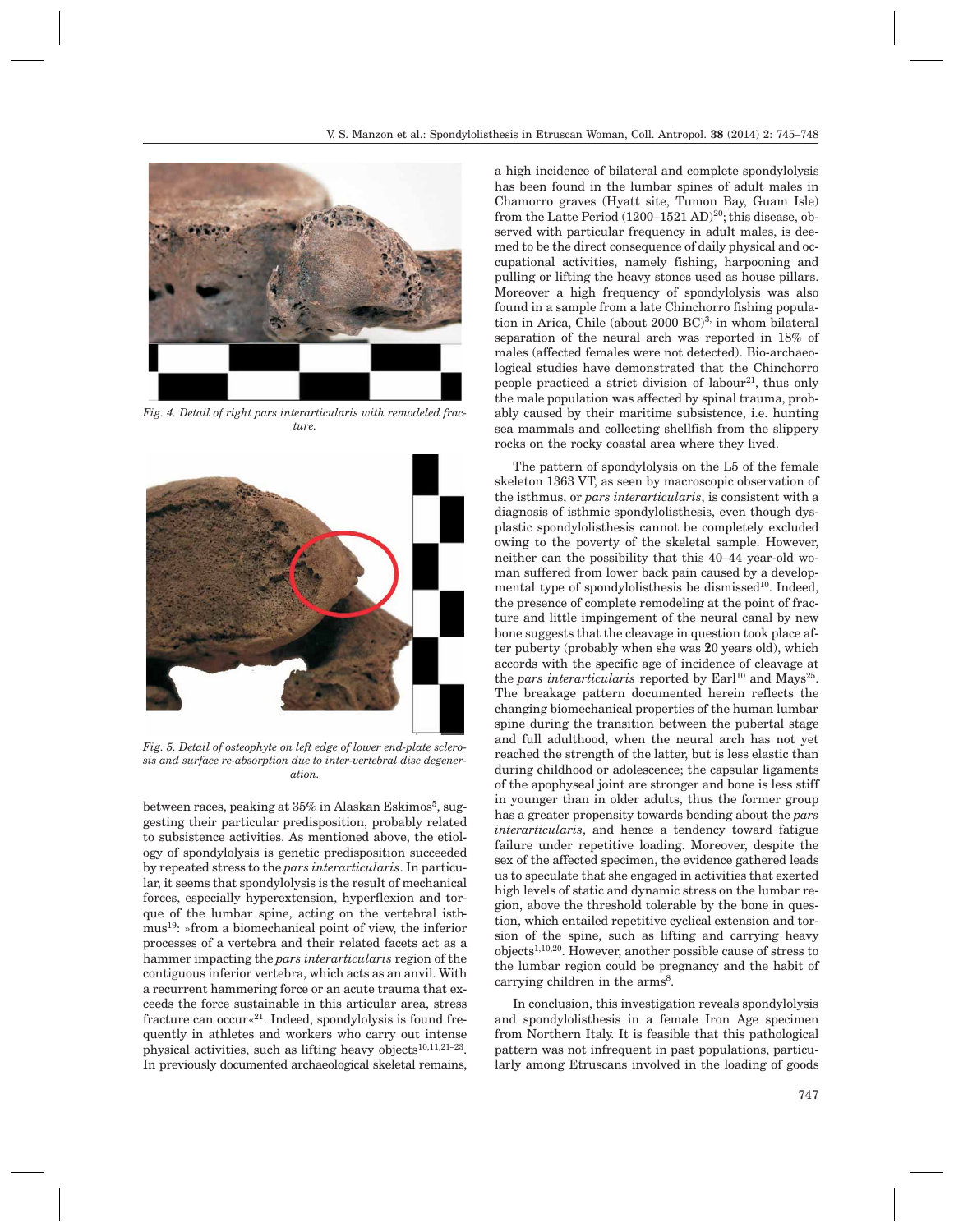Fig. 4. Detail of right pars interarticularis with remodeled fracture.

Fig. 5. Detail of osteophyte on left edge of lower end-plate sclerosis and surface re-absorption due to inter-vertebral disc degeneration.

between races, peaking at 35% in Alaskan Eskimos[5], suggesting their particular predisposition, probably related to subsistence activities. As mentioned above, the etiology of spondylolysis is genetic predisposition succeeded by repeated stress to the *pars interarticularis*. In particular, it seems that spondylolysis is the result of mechanical forces, especially hyperextension, hyperflexion and torque of the lumbar spine, acting on the vertebral isthmus[19]: »from a biomechanical point of view, the inferior processes of a vertebra and their related facets act as a hammer impacting the *pars interarticularis* region of the contiguous inferior vertebra, which acts as an anvil. With a recurrent hammering force or an acute trauma that exceeds the force sustainable in this articular area, stress fracture can occur«[21]. Indeed, spondylolysis is found frequently in athletes and workers who carry out intense physical activities, such as lifting heavy objects[10,11,21–23]. In previously documented archaeological skeletal remains, a high incidence of bilateral and complete spondylolysis has been found in the lumbar spines of adult males in Chamorro graves (Hyatt site, Tumon Bay, Guam Isle) from the Latte Period (1200–1521 AD)[20]; this disease, observed with particular frequency in adult males, is deemed to be the direct consequence of daily physical and occupational activities, namely fishing, harpooning and pulling or lifting the heavy stones used as house pillars. Moreover a high frequency of spondylolysis was also found in a sample from a late Chinchorro fishing population in Arica, Chile (about 2000 BC)[3], in whom bilateral separation of the neural arch was reported in 18% of males (affected females were not detected). Bio-archaeological studies have demonstrated that the Chinchorro people practiced a strict division of labour[21], thus only the male population was affected by spinal trauma, probably caused by their maritime subsistence, i.e. hunting sea mammals and collecting shellfish from the slippery rocks on the rocky coastal area where they lived.

The pattern of spondylolysis on the L5 of the female skeleton 1363 VT, as seen by macroscopic observation of the isthmus, or *pars interarticularis*, is consistent with a diagnosis of isthmic spondylolisthesis, even though dysplastic spondylolisthesis cannot be completely excluded owing to the poverty of the skeletal sample. However, neither can the possibility that this 40–44 year-old woman suffered from lower back pain caused by a developmental type of spondylolisthesis be dismissed[10]. Indeed, the presence of complete remodeling at the point of fracture and little impingement of the neural canal by new bone suggests that the cleavage in question took place after puberty (probably when she was 20 years old), which accords with the specific age of incidence of cleavage at the *pars interarticularis* reported by Earl[10] and Mays[25]. The breakage pattern documented herein reflects the changing biomechanical properties of the human lumbar spine during the transition between the pubertal stage and full adulthood, when the neural arch has not yet reached the strength of the latter, but is less elastic than during childhood or adolescence; the capsular ligaments of the apophyseal joint are stronger and bone is less stiff in younger than in older adults, thus the former group has a greater propensity towards bending about the *pars interarticularis*, and hence a tendency toward fatigue failure under repetitive loading. Moreover, despite the sex of the affected specimen, the evidence gathered leads us to speculate that she engaged in activities that exerted high levels of static and dynamic stress on the lumbar region, above the threshold tolerable by the bone in question, which entailed repetitive cyclical extension and torsion of the spine, such as lifting and carrying heavy objects[1,10,20]. However, another possible cause of stress to the lumbar region could be pregnancy and the habit of carrying children in the arms[8].

In conclusion, this investigation reveals spondylolysis and spondylolisthesis in a female Iron Age specimen from Northern Italy. It is feasible that this pathological pattern was not infrequent in past populations, particularly among Etruscans involved in the loading of goods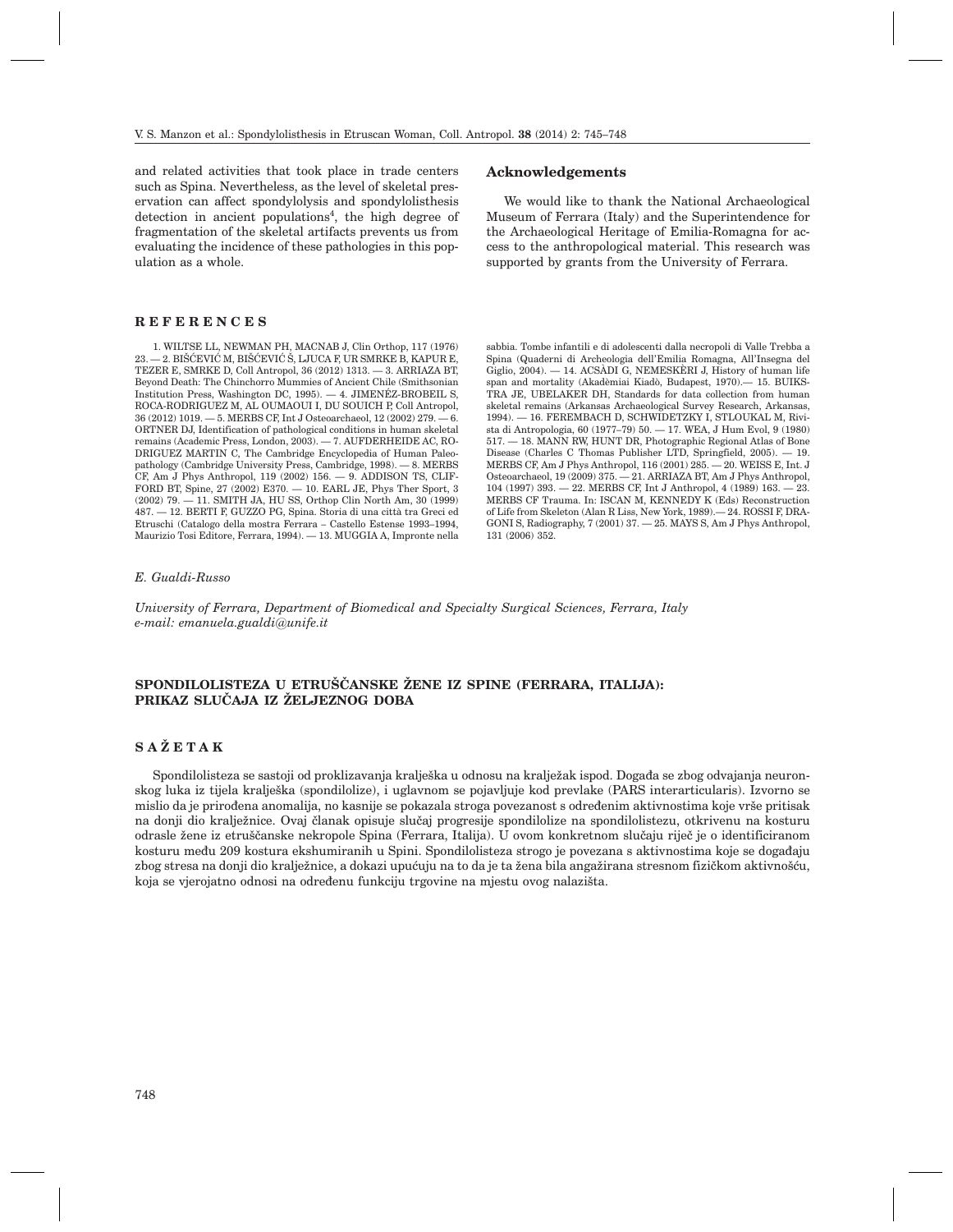and related activities that took place in trade centers such as Spina. Nevertheless, as the level of skeletal preservation can affect spondylolysis and spondylolisthesis detection in ancient populations[4], the high degree of fragmentation of the skeletal artifacts prevents us from evaluating the incidence of these pathologies in this population as a whole.

## Acknowledgements

We would like to thank the National Archaeological Museum of Ferrara (Italy) and the Superintendence for the Archaeological Heritage of Emilia-Romagna for access to the anthropological material. This research was supported by grants from the University of Ferrara.

## REFERENCES

1. WILTSE LL, NEWMAN PH, MACNAB J, Clin Orthop, 117 (1976) 23. — 2. BIŠĆEVIĆ M, BIŠĆEVIĆ Š, LJUCA F, UR SMRKE B, KAPUR E, TEZER E, SMRKE D, Coll Antropol, 36 (2012) 1313. — 3. ARRIAZA BT, Beyond Death: The Chinchorro Mummies of Ancient Chile (Smithsonian Institution Press, Washington DC, 1995). — 4. JIMENÉZ-BROBEIL S, ROCA-RODRIGUEZ M, AL OUMAOUI I, DU SOUICH P, Coll Antropol, 36 (2012) 1019. — 5. MERBS CF, Int J Osteoarchaeol, 12 (2002) 279. — 6. ORTNER DJ, Identification of pathological conditions in human skeletal remains (Academic Press, London, 2003). — 7. AUFDERHEIDE AC, RODRIGUEZ MARTIN C, The Cambridge Encyclopedia of Human Paleopathology (Cambridge University Press, Cambridge, 1998). — 8. MERBS CF, Am J Phys Anthropol, 119 (2002) 156. — 9. ADDISON TS, CLIFFORD BT, Spine, 27 (2002) E370. — 10. EARL JE, Phys Ther Sport, 3 (2002) 79. — 11. SMITH JA, HU SS, Orthop Clin North Am, 30 (1999) 487. — 12. BERTI F, GUZZO PG, Spina. Storia di una città tra Greci ed Etruschi (Catalogo della mostra Ferrara – Castello Estense 1993–1994, Maurizio Tosi Editore, Ferrara, 1994). — 13. MUGGIA A, Impronte nella sabbia. Tombe infantili e di adolescenti dalla necropoli di Valle Trebba a Spina (Quaderni di Archeologia dell'Emilia Romagna, All'Insegna del Giglio, 2004). — 14. ACSÀDI G, NEMESKÈRI J, History of human life span and mortality (Akadèmiai Kiadò, Budapest, 1970).— 15. BUIKSTRA JE, UBELAKER DH, Standards for data collection from human skeletal remains (Arkansas Archaeological Survey Research, Arkansas, 1994). — 16. FEREMBACH D, SCHWIDETZKY I, STLOUKAL M, Rivista di Antropologia, 60 (1977–79) 50. — 17. WEA, J Hum Evol, 9 (1980) 517. — 18. MANN RW, HUNT DR, Photographic Regional Atlas of Bone Disease (Charles C Thomas Publisher LTD, Springfield, 2005). — 19. MERBS CF, Am J Phys Anthropol, 116 (2001) 285. — 20. WEISS E, Int. J Osteoarchaeol, 19 (2009) 375. — 21. ARRIAZA BT, Am J Phys Anthropol, 104 (1997) 393. — 22. MERBS CF, Int J Anthropol, 4 (1989) 163. — 23. MERBS CF Trauma. In: ISCAN M, KENNEDY K (Eds) Reconstruction of Life from Skeleton (Alan R Liss, New York, 1989).— 24. ROSSI F, DRAGONI S, Radiography, 7 (2001) 37. — 25. MAYS S, Am J Phys Anthropol, 131 (2006) 352.

*E. Gualdi-Russo*

*University of Ferrara, Department of Biomedical and Specialty Surgical Sciences, Ferrara, Italy*
*e-mail: emanuela.gualdi@unife.it*

## SPONDILOLISTEZA U ETRUŠČANSKE ŽENE IZ SPINE (FERRARA, ITALIJA): PRIKAZ SLUČAJA IZ ŽELJEZNOG DOBA

## SAŽETAK

Spondilolisteza se sastoji od proklizavanja kralješka u odnosu na kralježak ispod. Događa se zbog odvajanja neuronskog luka iz tijela kralješka (spondilolize), i uglavnom se pojavljuje kod prevlake (PARS interarticularis). Izvorno se mislio da je prirođena anomalija, no kasnije se pokazala stroga povezanost s određenim aktivnostima koje vrše pritisak na donji dio kralježnice. Ovaj članak opisuje slučaj progresije spondilolize na spondilolistezu, otkrivenu na kosturu odrasle žene iz etruščanske nekropole Spina (Ferrara, Italija). U ovom konkretnom slučaju riječ je o identificiranom kosturu među 209 kostura ekshumiranih u Spini. Spondilolisteza strogo je povezana s aktivnostima koje se događaju zbog stresa na donji dio kralježnice, a dokazi upućuju na to da je ta žena bila angažirana stresnom fizičkom aktivnošću, koja se vjerojatno odnosi na određenu funkciju trgovine na mjestu ovog nalazišta.